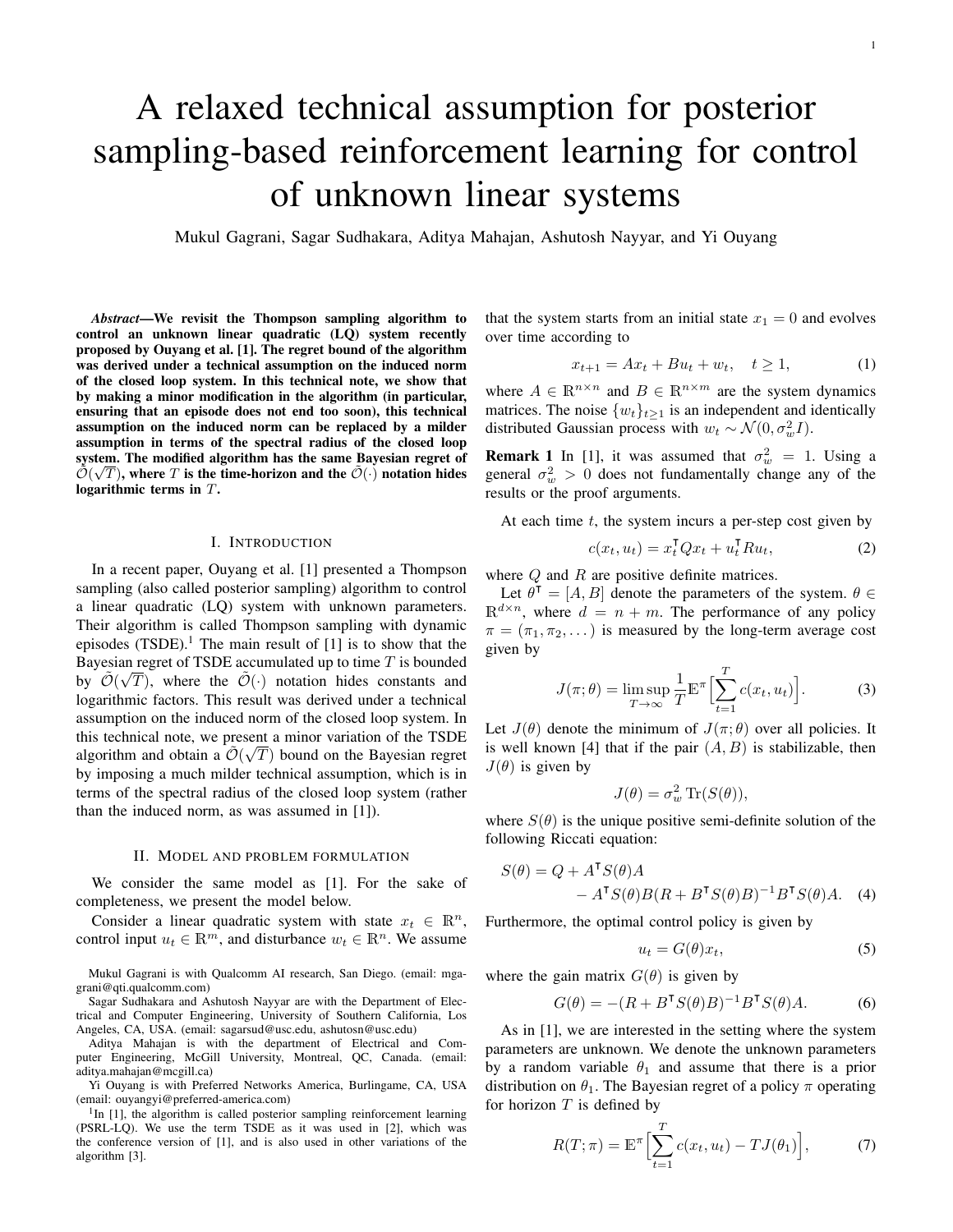# A relaxed technical assumption for posterior sampling-based reinforcement learning for control of unknown linear systems

Mukul Gagrani, Sagar Sudhakara, Aditya Mahajan, Ashutosh Nayyar, and Yi Ouyang

***Abstract*—We revisit the Thompson sampling algorithm to control an unknown linear quadratic (LQ) system recently proposed by Ouyang et al. [1]. The regret bound of the algorithm was derived under a technical assumption on the induced norm of the closed loop system. In this technical note, we show that by making a minor modification in the algorithm (in particular, ensuring that an episode does not end too soon), this technical assumption on the induced norm can be replaced by a milder assumption in terms of the spectral radius of the closed loop system. The modified algorithm has the same Bayesian regret of $\tilde{\mathcal{O}}(\sqrt{T})$, where $T$ is the time-horizon and the $\tilde{\mathcal{O}}(\cdot)$ notation hides logarithmic terms in $T$.**

## I. Introduction

In a recent paper, Ouyang et al. [1] presented a Thompson sampling (also called posterior sampling) algorithm to control a linear quadratic (LQ) system with unknown parameters. Their algorithm is called Thompson sampling with dynamic episodes (TSDE).[1] The main result of [1] is to show that the Bayesian regret of TSDE accumulated up to time $T$ is bounded by $\tilde{\mathcal{O}}(\sqrt{T})$, where the $\tilde{\mathcal{O}}(\cdot)$ notation hides constants and logarithmic factors. This result was derived under a technical assumption on the induced norm of the closed loop system. In this technical note, we present a minor variation of the TSDE algorithm and obtain a $\tilde{\mathcal{O}}(\sqrt{T})$ bound on the Bayesian regret by imposing a much milder technical assumption, which is in terms of the spectral radius of the closed loop system (rather than the induced norm, as was assumed in [1]).

## II. Model and problem formulation

We consider the same model as [1]. For the sake of completeness, we present the model below.

Consider a linear quadratic system with state $x_t \in \mathbb{R}^n$, control input $u_t \in \mathbb{R}^m$, and disturbance $w_t \in \mathbb{R}^n$. We assume that the system starts from an initial state $x_1 = 0$ and evolves over time according to

$$x_{t+1} = Ax_t + Bu_t + w_t, \quad t \geq 1, \tag{1}$$

where $A \in \mathbb{R}^{n\times n}$ and $B \in \mathbb{R}^{n\times m}$ are the system dynamics matrices. The noise $\{w_t\}_{t\geq 1}$ is an independent and identically distributed Gaussian process with $w_t \sim \mathcal{N}(0, \sigma_w^2 I)$.

**Remark 1** In [1], it was assumed that $\sigma_w^2 = 1$. Using a general $\sigma_w^2 > 0$ does not fundamentally change any of the results or the proof arguments.

At each time $t$, the system incurs a per-step cost given by

$$c(x_t, u_t) = x_t^\intercal Q x_t + u_t^\intercal R u_t, \tag{2}$$

where $Q$ and $R$ are positive definite matrices.

Let $\theta^\intercal = [A, B]$ denote the parameters of the system. $\theta \in \mathbb{R}^{d\times n}$, where $d = n + m$. The performance of any policy $\pi = (\pi_1, \pi_2, \dots)$ is measured by the long-term average cost given by

$$J(\pi;\theta) = \limsup_{T\to\infty} \frac{1}{T}\mathbb{E}^\pi\Big[\sum_{t=1}^{T} c(x_t, u_t)\Big]. \tag{3}$$

Let $J(\theta)$ denote the minimum of $J(\pi;\theta)$ over all policies. It is well known [4] that if the pair $(A, B)$ is stabilizable, then $J(\theta)$ is given by

$$J(\theta) = \sigma_w^2 \operatorname{Tr}(S(\theta)),$$

where $S(\theta)$ is the unique positive semi-definite solution of the following Riccati equation:

$$S(\theta) = Q + A^\intercal S(\theta) A - A^\intercal S(\theta) B (R + B^\intercal S(\theta) B)^{-1} B^\intercal S(\theta) A. \tag{4}$$

Furthermore, the optimal control policy is given by

$$u_t = G(\theta)x_t, \tag{5}$$

where the gain matrix $G(\theta)$ is given by

$$G(\theta) = -(R + B^\intercal S(\theta) B)^{-1} B^\intercal S(\theta) A. \tag{6}$$

As in [1], we are interested in the setting where the system parameters are unknown. We denote the unknown parameters by a random variable $\theta_1$ and assume that there is a prior distribution on $\theta_1$. The Bayesian regret of a policy $\pi$ operating for horizon $T$ is defined by

$$R(T;\pi) = \mathbb{E}^\pi\Big[\sum_{t=1}^{T} c(x_t, u_t) - TJ(\theta_1)\Big], \tag{7}$$

---

Mukul Gagrani is with Qualcomm AI research, San Diego. (email: mgagrani@qti.qualcomm.com)

Sagar Sudhakara and Ashutosh Nayyar are with the Department of Electrical and Computer Engineering, University of Southern California, Los Angeles, CA, USA. (email: sagarsud@usc.edu, ashutosn@usc.edu)

Aditya Mahajan is with the department of Electrical and Computer Engineering, McGill University, Montreal, QC, Canada. (email: aditya.mahajan@mcgill.ca)

Yi Ouyang is with Preferred Networks America, Burlingame, CA, USA (email: ouyangyi@preferred-america.com)

[1] In [1], the algorithm is called posterior sampling reinforcement learning (PSRL-LQ). We use the term TSDE as it was used in [2], which was the conference version of [1], and is also used in other variations of the algorithm [3].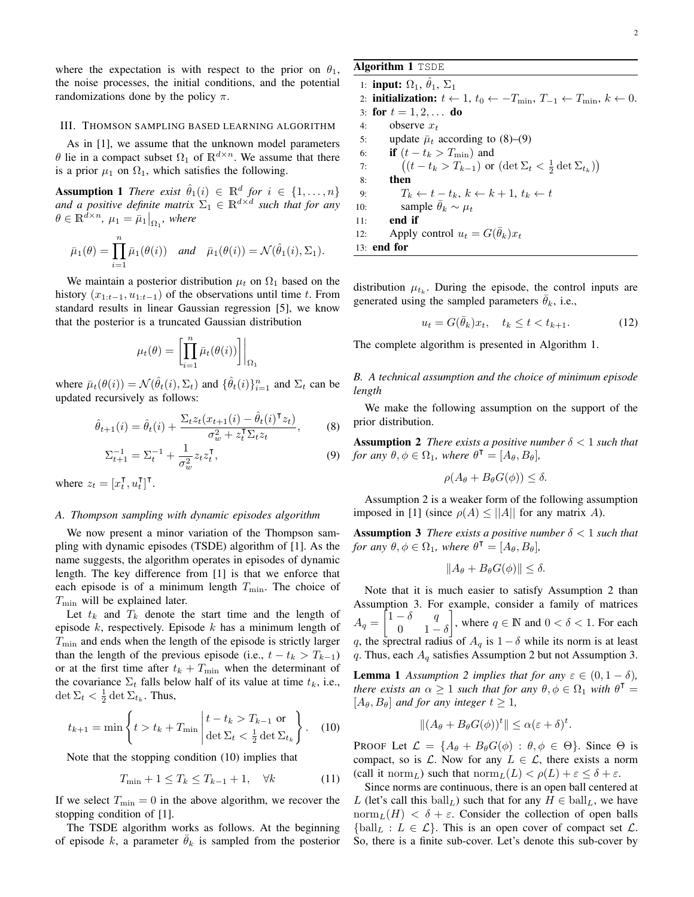where the expectation is with respect to the prior on $\theta_1$, the noise processes, the initial conditions, and the potential randomizations done by the policy $\pi$.

## III. Thomson sampling based learning algorithm

As in [1], we assume that the unknown model parameters $\theta$ lie in a compact subset $\Omega_1$ of $\mathbb{R}^{d\times n}$. We assume that there is a prior $\mu_1$ on $\Omega_1$, which satisfies the following.

**Assumption 1** *There exist $\hat{\theta}_1(i) \in \mathbb{R}^d$ for $i \in \{1,\dots,n\}$ and a positive definite matrix $\Sigma_1 \in \mathbb{R}^{d\times d}$ such that for any $\theta \in \mathbb{R}^{d\times n}$, $\mu_1 = \bar{\mu}_1\big|_{\Omega_1}$, where*

$$\bar{\mu}_1(\theta) = \prod_{i=1}^{n} \bar{\mu}_1(\theta(i)) \quad \text{and} \quad \bar{\mu}_1(\theta(i)) = \mathcal{N}(\hat{\theta}_1(i), \Sigma_1).$$

We maintain a posterior distribution $\mu_t$ on $\Omega_1$ based on the history $(x_{1:t-1}, u_{1:t-1})$ of the observations until time $t$. From standard results in linear Gaussian regression [5], we know that the posterior is a truncated Gaussian distribution

$$\mu_t(\theta) = \left[\prod_{i=1}^{n} \bar{\mu}_t(\theta(i))\right]\Bigg|_{\Omega_1}$$

where $\bar{\mu}_t(\theta(i)) = \mathcal{N}(\hat{\theta}_t(i), \Sigma_t)$ and $\{\hat{\theta}_t(i)\}_{i=1}^n$ and $\Sigma_t$ can be updated recursively as follows:

$$\hat{\theta}_{t+1}(i) = \hat{\theta}_t(i) + \frac{\Sigma_t z_t (x_{t+1}(i) - \hat{\theta}_t(i)^\intercal z_t)}{\sigma_w^2 + z_t^\intercal \Sigma_t z_t}, \tag{8}$$

$$\Sigma_{t+1}^{-1} = \Sigma_t^{-1} + \frac{1}{\sigma_w^2} z_t z_t^\intercal, \tag{9}$$

where $z_t = [x_t^\intercal, u_t^\intercal]^\intercal$.

### A. Thompson sampling with dynamic episodes algorithm

We now present a minor variation of the Thompson sampling with dynamic episodes (TSDE) algorithm of [1]. As the name suggests, the algorithm operates in episodes of dynamic length. The key difference from [1] is that we enforce that each episode is of a minimum length $T_{\min}$. The choice of $T_{\min}$ will be explained later.

Let $t_k$ and $T_k$ denote the start time and the length of episode $k$, respectively. Episode $k$ has a minimum length of $T_{\min}$ and ends when the length of the episode is strictly larger than the length of the previous episode (i.e., $t - t_k > T_{k-1}$) or at the first time after $t_k + T_{\min}$ when the determinant of the covariance $\Sigma_t$ falls below half of its value at time $t_k$, i.e., $\det \Sigma_t < \frac{1}{2}\det \Sigma_{t_k}$. Thus,

$$t_{k+1} = \min\left\{ t > t_k + T_{\min} \,\middle|\, \begin{array}{l} t - t_k > T_{k-1} \text{ or} \\ \det \Sigma_t < \frac{1}{2}\det \Sigma_{t_k} \end{array} \right\}. \tag{10}$$

Note that the stopping condition (10) implies that

$$T_{\min} + 1 \le T_k \le T_{k-1} + 1, \quad \forall k \tag{11}$$

If we select $T_{\min} = 0$ in the above algorithm, we recover the stopping condition of [1].

The TSDE algorithm works as follows. At the beginning of episode $k$, a parameter $\bar{\theta}_k$ is sampled from the posterior distribution $\mu_{t_k}$. During the episode, the control inputs are generated using the sampled parameters $\bar{\theta}_k$, i.e.,

$$u_t = G(\bar{\theta}_k)x_t, \quad t_k \le t < t_{k+1}. \tag{12}$$

The complete algorithm is presented in Algorithm 1.

**Algorithm 1** TSDE

```
1: input: Ω_1, θ̂_1, Σ_1
2: initialization: t ← 1, t_0 ← −T_min, T_{−1} ← T_min, k ← 0.
3: for t = 1, 2, ... do
4:     observe x_t
5:     update μ̄_t according to (8)–(9)
6:     if (t − t_k > T_min) and
7:         ((t − t_k > T_{k−1}) or (det Σ_t < ½ det Σ_{t_k}))
8:     then
9:         T_k ← t − t_k, k ← k + 1, t_k ← t
10:        sample θ̄_k ∼ μ_t
11:    end if
12:    Apply control u_t = G(θ̄_k) x_t
13: end for
```

### B. A technical assumption and the choice of minimum episode length

We make the following assumption on the support of the prior distribution.

**Assumption 2** *There exists a positive number $\delta < 1$ such that for any $\theta, \phi \in \Omega_1$, where $\theta^\intercal = [A_\theta, B_\theta]$,*

$$\rho(A_\theta + B_\theta G(\phi)) \le \delta.$$

Assumption 2 is a weaker form of the following assumption imposed in [1] (since $\rho(A) \le ||A||$ for any matrix $A$).

**Assumption 3** *There exists a positive number $\delta < 1$ such that for any $\theta, \phi \in \Omega_1$, where $\theta^\intercal = [A_\theta, B_\theta]$,*

$$\|A_\theta + B_\theta G(\phi)\| \le \delta.$$

Note that it is much easier to satisfy Assumption 2 than Assumption 3. For example, consider a family of matrices $A_q = \begin{bmatrix} 1-\delta & q \\ 0 & 1-\delta \end{bmatrix}$, where $q \in \mathbb{N}$ and $0 < \delta < 1$. For each $q$, the sprectral radius of $A_q$ is $1-\delta$ while its norm is at least $q$. Thus, each $A_q$ satisfies Assumption 2 but not Assumption 3.

**Lemma 1** *Assumption 2 implies that for any $\varepsilon \in (0, 1-\delta)$, there exists an $\alpha \ge 1$ such that for any $\theta, \phi \in \Omega_1$ with $\theta^\intercal = [A_\theta, B_\theta]$ and for any integer $t \ge 1$,*

$$\|(A_\theta + B_\theta G(\phi))^t\| \le \alpha(\varepsilon + \delta)^t.$$

Proof Let $\mathcal{L} = \{A_\theta + B_\theta G(\phi) : \theta, \phi \in \Theta\}$. Since $\Theta$ is compact, so is $\mathcal{L}$. Now for any $L \in \mathcal{L}$, there exists a norm (call it $\text{norm}_L$) such that $\text{norm}_L(L) < \rho(L) + \varepsilon \le \delta + \varepsilon$.

Since norms are continuous, there is an open ball centered at $L$ (let's call this $\text{ball}_L$) such that for any $H \in \text{ball}_L$, we have $\text{norm}_L(H) < \delta + \varepsilon$. Consider the collection of open balls $\{\text{ball}_L : L \in \mathcal{L}\}$. This is an open cover of compact set $\mathcal{L}$. So, there is a finite sub-cover. Let's denote this sub-cover by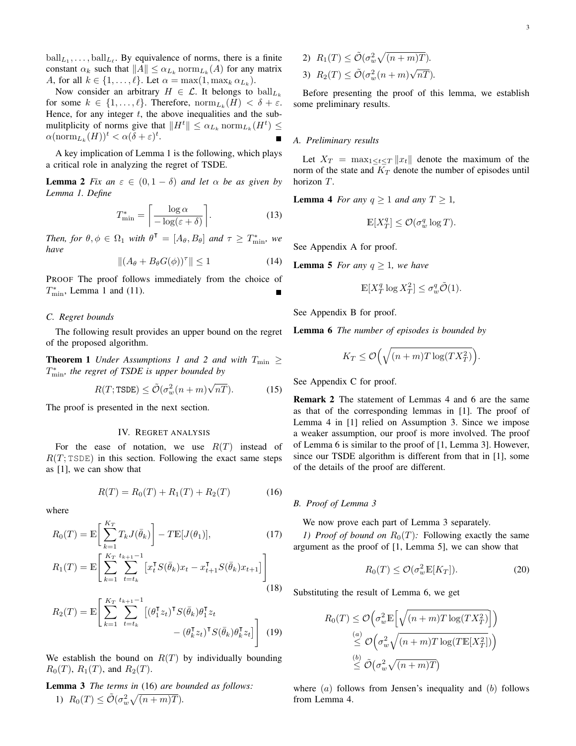$\text{ball}_{L_1}, \ldots, \text{ball}_{L_\ell}$. By equivalence of norms, there is a finite constant $\alpha_k$ such that $\|A\| \le \alpha_{L_k} \text{norm}_{L_k}(A)$ for any matrix $A$, for all $k \in \{1, \ldots, \ell\}$. Let $\alpha = \max(1, \max_k \alpha_{L_k})$.

Now consider an arbitrary $H \in \mathcal{L}$. It belongs to $\text{ball}_{L_k}$ for some $k \in \{1, \ldots, \ell\}$. Therefore, $\text{norm}_{L_k}(H) < \delta + \varepsilon$. Hence, for any integer $t$, the above inequalities and the submulitplicity of norms give that $\|H^t\| \le \alpha_{L_k} \text{norm}_{L_k}(H^t) \le \alpha(\text{norm}_{L_k}(H))^t < \alpha(\delta + \varepsilon)^t$. ∎

A key implication of Lemma 1 is the following, which plays a critical role in analyzing the regret of TSDE.

**Lemma 2** *Fix an $\varepsilon \in (0, 1-\delta)$ and let $\alpha$ be as given by Lemma 1. Define*

$$T^*_{\min} = \left\lceil \frac{\log \alpha}{-\log(\varepsilon + \delta)} \right\rceil. \tag{13}$$

*Then, for $\theta, \phi \in \Omega_1$ with $\theta^\intercal = [A_\theta, B_\theta]$ and $\tau \ge T^*_{\min}$, we have*

$$\|(A_\theta + B_\theta G(\phi))^\tau\| \le 1 \tag{14}$$

PROOF The proof follows immediately from the choice of $T^*_{\min}$, Lemma 1 and (11). ∎

### C. Regret bounds

The following result provides an upper bound on the regret of the proposed algorithm.

**Theorem 1** *Under Assumptions 1 and 2 and with $T_{\min} \ge T^*_{\min}$, the regret of TSDE is upper bounded by*

$$R(T; \texttt{TSDE}) \le \tilde{\mathcal{O}}(\sigma_w^2 (n+m)\sqrt{nT}). \tag{15}$$

The proof is presented in the next section.

## IV. Regret analysis

For the ease of notation, we use $R(T)$ instead of $R(T; \texttt{TSDE})$ in this section. Following the exact same steps as [1], we can show that

$$R(T) = R_0(T) + R_1(T) + R_2(T) \tag{16}$$

where

$$R_0(T) = \mathbb{E}\bigg[ \sum_{k=1}^{K_T} T_k J(\bar{\theta}_k) \bigg] - T\mathbb{E}[J(\theta_1)], \tag{17}$$

$$R_1(T) = \mathbb{E}\Bigg[ \sum_{k=1}^{K_T} \sum_{t=t_k}^{t_{k+1}-1} \big[ x_t^\intercal S(\bar{\theta}_k) x_t - x_{t+1}^\intercal S(\bar{\theta}_k) x_{t+1} \big] \Bigg] \tag{18}$$

$$R_2(T) = \mathbb{E}\Bigg[ \sum_{k=1}^{K_T} \sum_{t=t_k}^{t_{k+1}-1} \big[ (\theta_1^\intercal z_t)^\intercal S(\bar{\theta}_k) \theta_1^\intercal z_t - (\theta_k^\intercal z_t)^\intercal S(\bar{\theta}_k) \theta_k^\intercal z_t \big] \Bigg] \tag{19}$$

We establish the bound on $R(T)$ by individually bounding $R_0(T)$, $R_1(T)$, and $R_2(T)$.

**Lemma 3** *The terms in* (16) *are bounded as follows:*

1) $R_0(T) \le \tilde{\mathcal{O}}(\sigma_w^2 \sqrt{(n+m)T})$.
2) $R_1(T) \le \tilde{\mathcal{O}}(\sigma_w^2 \sqrt{(n+m)T})$.
3) $R_2(T) \le \tilde{\mathcal{O}}(\sigma_w^2 (n+m)\sqrt{nT})$.

Before presenting the proof of this lemma, we establish some preliminary results.

### A. Preliminary results

Let $X_T = \max_{1 \le t \le T} \|x_t\|$ denote the maximum of the norm of the state and $K_T$ denote the number of episodes until horizon $T$.

**Lemma 4** *For any $q \ge 1$ and any $T \ge 1$,*

$$\mathbb{E}[X_T^q] \le \mathcal{O}(\sigma_w^q \log T).$$

See Appendix A for proof.

**Lemma 5** *For any $q \ge 1$, we have*

$$\mathbb{E}[X_T^q \log X_T^2] \le \sigma_w^q \tilde{\mathcal{O}}(1).$$

See Appendix B for proof.

**Lemma 6** *The number of episodes is bounded by*

$$K_T \le \mathcal{O}\Big( \sqrt{(n+m)T \log(T X_T^2)} \Big).$$

See Appendix C for proof.

**Remark 2** The statement of Lemmas 4 and 6 are the same as that of the corresponding lemmas in [1]. The proof of Lemma 4 in [1] relied on Assumption 3. Since we impose a weaker assumption, our proof is more involved. The proof of Lemma 6 is similar to the proof of [1, Lemma 3]. However, since our TSDE algorithm is different from that in [1], some of the details of the proof are different.

### B. Proof of Lemma 3

We now prove each part of Lemma 3 separately.

*1) Proof of bound on $R_0(T)$:* Following exactly the same argument as the proof of [1, Lemma 5], we can show that

$$R_0(T) \le \mathcal{O}(\sigma_w^2 \mathbb{E}[K_T]). \tag{20}$$

Substituting the result of Lemma 6, we get

$$\begin{aligned} R_0(T) &\le \mathcal{O}\Big( \sigma_w^2 \mathbb{E}\Big[ \sqrt{(n+m)T \log(T X_T^2)} \Big] \Big) \\ &\overset{(a)}{\le} \mathcal{O}\Big( \sigma_w^2 \sqrt{(n+m)T \log(T \mathbb{E}[X_T^2])} \Big) \\ &\overset{(b)}{\le} \tilde{\mathcal{O}}\big( \sigma_w^2 \sqrt{(n+m)T} \big) \end{aligned}$$

where $(a)$ follows from Jensen's inequality and $(b)$ follows from Lemma 4.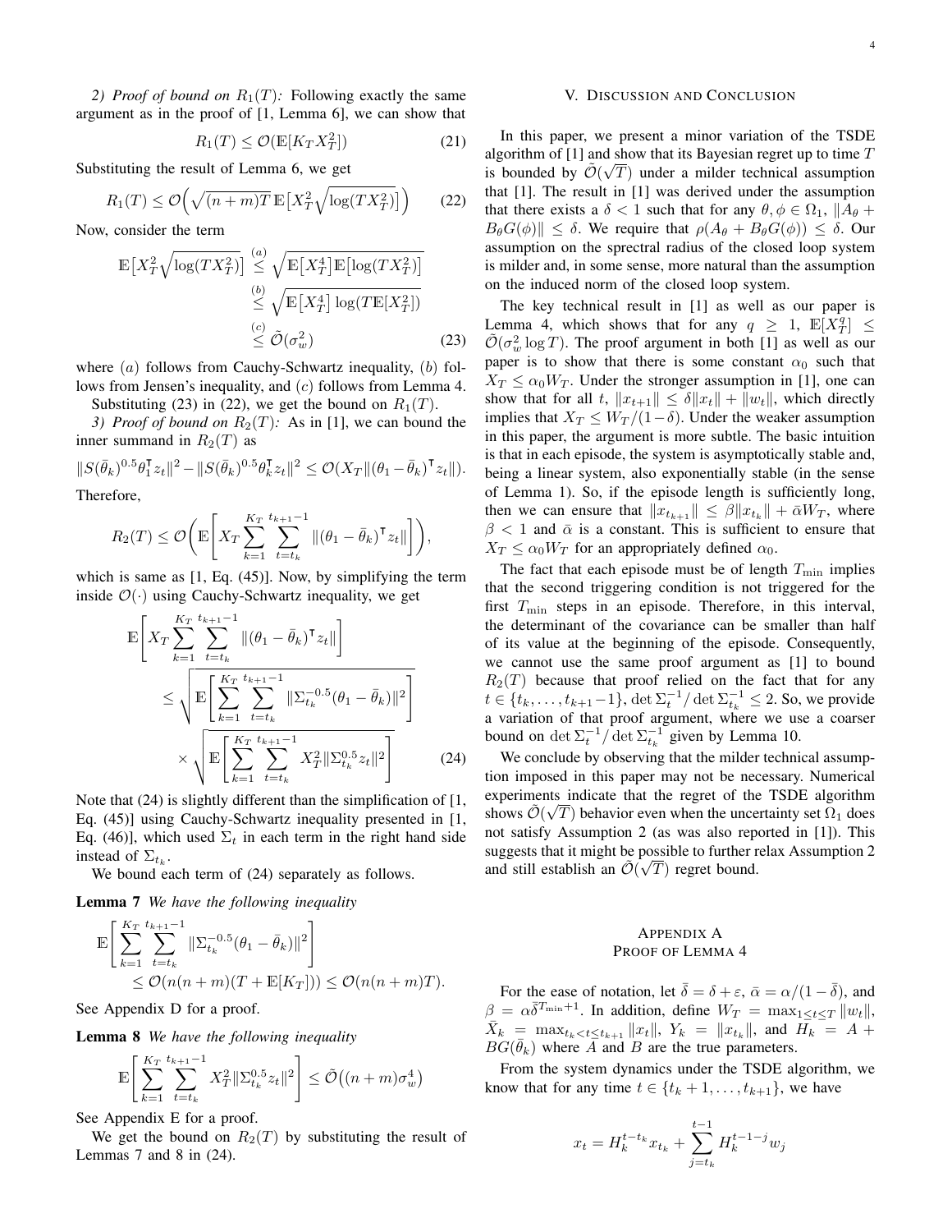*2) Proof of bound on $R_1(T)$:* Following exactly the same argument as in the proof of [1, Lemma 6], we can show that

$$R_1(T) \leq \mathcal{O}(\mathbb{E}[K_T X_T^2]) \tag{21}$$

Substituting the result of Lemma 6, we get

$$R_1(T) \leq \mathcal{O}\Big(\sqrt{(n+m)T}\,\mathbb{E}\big[X_T^2\sqrt{\log(TX_T^2)}\big]\Big) \tag{22}$$

Now, consider the term

$$\begin{aligned}
\mathbb{E}\big[X_T^2\sqrt{\log(TX_T^2)}\big] &\overset{(a)}{\leq} \sqrt{\mathbb{E}\big[X_T^4\big]\mathbb{E}\big[\log(TX_T^2)\big]} \\
&\overset{(b)}{\leq} \sqrt{\mathbb{E}\big[X_T^4\big]\log(T\mathbb{E}[X_T^2])} \\
&\overset{(c)}{\leq} \tilde{\mathcal{O}}(\sigma_w^2)
\end{aligned} \tag{23}$$

where $(a)$ follows from Cauchy-Schwartz inequality, $(b)$ follows from Jensen's inequality, and $(c)$ follows from Lemma 4.

Substituting (23) in (22), we get the bound on $R_1(T)$.

*3) Proof of bound on $R_2(T)$:* As in [1], we can bound the inner summand in $R_2(T)$ as

$$\|S(\bar{\theta}_k)^{0.5}\theta_1^\intercal z_t\|^2 - \|S(\bar{\theta}_k)^{0.5}\theta_k^\intercal z_t\|^2 \leq \mathcal{O}(X_T\|(\theta_1-\bar{\theta}_k)^\intercal z_t\|).$$

Therefore,

$$R_2(T) \leq \mathcal{O}\Bigg(\mathbb{E}\Bigg[X_T\sum_{k=1}^{K_T}\sum_{t=t_k}^{t_{k+1}-1}\|(\theta_1-\bar{\theta}_k)^\intercal z_t\|\Bigg]\Bigg),$$

which is same as [1, Eq. (45)]. Now, by simplifying the term inside $\mathcal{O}(\cdot)$ using Cauchy-Schwartz inequality, we get

$$\begin{aligned}
&\mathbb{E}\Bigg[X_T\sum_{k=1}^{K_T}\sum_{t=t_k}^{t_{k+1}-1}\|(\theta_1-\bar{\theta}_k)^\intercal z_t\|\Bigg] \\
&\quad\leq \sqrt{\mathbb{E}\Bigg[\sum_{k=1}^{K_T}\sum_{t=t_k}^{t_{k+1}-1}\|\Sigma_{t_k}^{-0.5}(\theta_1-\bar{\theta}_k)\|^2\Bigg]} \\
&\qquad\times\sqrt{\mathbb{E}\Bigg[\sum_{k=1}^{K_T}\sum_{t=t_k}^{t_{k+1}-1}X_T^2\|\Sigma_{t_k}^{0.5}z_t\|^2\Bigg]}
\end{aligned} \tag{24}$$

Note that (24) is slightly different than the simplification of [1, Eq. (45)] using Cauchy-Schwartz inequality presented in [1, Eq. (46)], which used $\Sigma_t$ in each term in the right hand side instead of $\Sigma_{t_k}$.

We bound each term of (24) separately as follows.

**Lemma 7** *We have the following inequality*

$$\begin{aligned}
&\mathbb{E}\Bigg[\sum_{k=1}^{K_T}\sum_{t=t_k}^{t_{k+1}-1}\|\Sigma_{t_k}^{-0.5}(\theta_1-\bar{\theta}_k)\|^2\Bigg] \\
&\quad\leq \mathcal{O}(n(n+m)(T+\mathbb{E}[K_T])) \leq \mathcal{O}(n(n+m)T).
\end{aligned}$$

See Appendix D for a proof.

**Lemma 8** *We have the following inequality*

$$\mathbb{E}\Bigg[\sum_{k=1}^{K_T}\sum_{t=t_k}^{t_{k+1}-1}X_T^2\|\Sigma_{t_k}^{0.5}z_t\|^2\Bigg] \leq \tilde{\mathcal{O}}\big((n+m)\sigma_w^4\big)$$

See Appendix E for a proof.

We get the bound on $R_2(T)$ by substituting the result of Lemmas 7 and 8 in (24).

## V. Discussion and Conclusion

In this paper, we present a minor variation of the TSDE algorithm of [1] and show that its Bayesian regret up to time $T$ is bounded by $\tilde{\mathcal{O}}(\sqrt{T})$ under a milder technical assumption that [1]. The result in [1] was derived under the assumption that there exists a $\delta < 1$ such that for any $\theta, \phi \in \Omega_1$, $\|A_\theta + B_\theta G(\phi)\| \leq \delta$. We require that $\rho(A_\theta + B_\theta G(\phi)) \leq \delta$. Our assumption on the sprectral radius of the closed loop system is milder and, in some sense, more natural than the assumption on the induced norm of the closed loop system.

The key technical result in [1] as well as our paper is Lemma 4, which shows that for any $q \geq 1$, $\mathbb{E}[X_T^q] \leq \tilde{\mathcal{O}}(\sigma_w^2 \log T)$. The proof argument in both [1] as well as our paper is to show that there is some constant $\alpha_0$ such that $X_T \leq \alpha_0 W_T$. Under the stronger assumption in [1], one can show that for all $t$, $\|x_{t+1}\| \leq \delta\|x_t\| + \|w_t\|$, which directly implies that $X_T \leq W_T/(1-\delta)$. Under the weaker assumption in this paper, the argument is more subtle. The basic intuition is that in each episode, the system is asymptotically stable and, being a linear system, also exponentially stable (in the sense of Lemma 1). So, if the episode length is sufficiently long, then we can ensure that $\|x_{t_{k+1}}\| \leq \beta\|x_{t_k}\| + \bar{\alpha}W_T$, where $\beta < 1$ and $\bar{\alpha}$ is a constant. This is sufficient to ensure that $X_T \leq \alpha_0 W_T$ for an appropriately defined $\alpha_0$.

The fact that each episode must be of length $T_{\min}$ implies that the second triggering condition is not triggered for the first $T_{\min}$ steps in an episode. Therefore, in this interval, the determinant of the covariance can be smaller than half of its value at the beginning of the episode. Consequently, we cannot use the same proof argument as [1] to bound $R_2(T)$ because that proof relied on the fact that for any $t \in \{t_k, \dots, t_{k+1}-1\}$, $\det \Sigma_t^{-1}/\det \Sigma_{t_k}^{-1} \leq 2$. So, we provide a variation of that proof argument, where we use a coarser bound on $\det \Sigma_t^{-1}/\det \Sigma_{t_k}^{-1}$ given by Lemma 10.

We conclude by observing that the milder technical assumption imposed in this paper may not be necessary. Numerical experiments indicate that the regret of the TSDE algorithm shows $\tilde{\mathcal{O}}(\sqrt{T})$ behavior even when the uncertainty set $\Omega_1$ does not satisfy Assumption 2 (as was also reported in [1]). This suggests that it might be possible to further relax Assumption 2 and still establish an $\tilde{\mathcal{O}}(\sqrt{T})$ regret bound.

## Appendix A
## Proof of Lemma 4

For the ease of notation, let $\bar{\delta} = \delta + \varepsilon$, $\bar{\alpha} = \alpha/(1-\bar{\delta})$, and $\beta = \alpha\bar{\delta}^{T_{\min}+1}$. In addition, define $W_T = \max_{1\leq t\leq T}\|w_t\|$, $\bar{X}_k = \max_{t_k < t \leq t_{k+1}}\|x_t\|$, $Y_k = \|x_{t_k}\|$, and $H_k = A + BG(\bar{\theta}_k)$ where $A$ and $B$ are the true parameters.

From the system dynamics under the TSDE algorithm, we know that for any time $t \in \{t_k+1, \dots, t_{k+1}\}$, we have

$$x_t = H_k^{t-t_k}x_{t_k} + \sum_{j=t_k}^{t-1}H_k^{t-1-j}w_j$$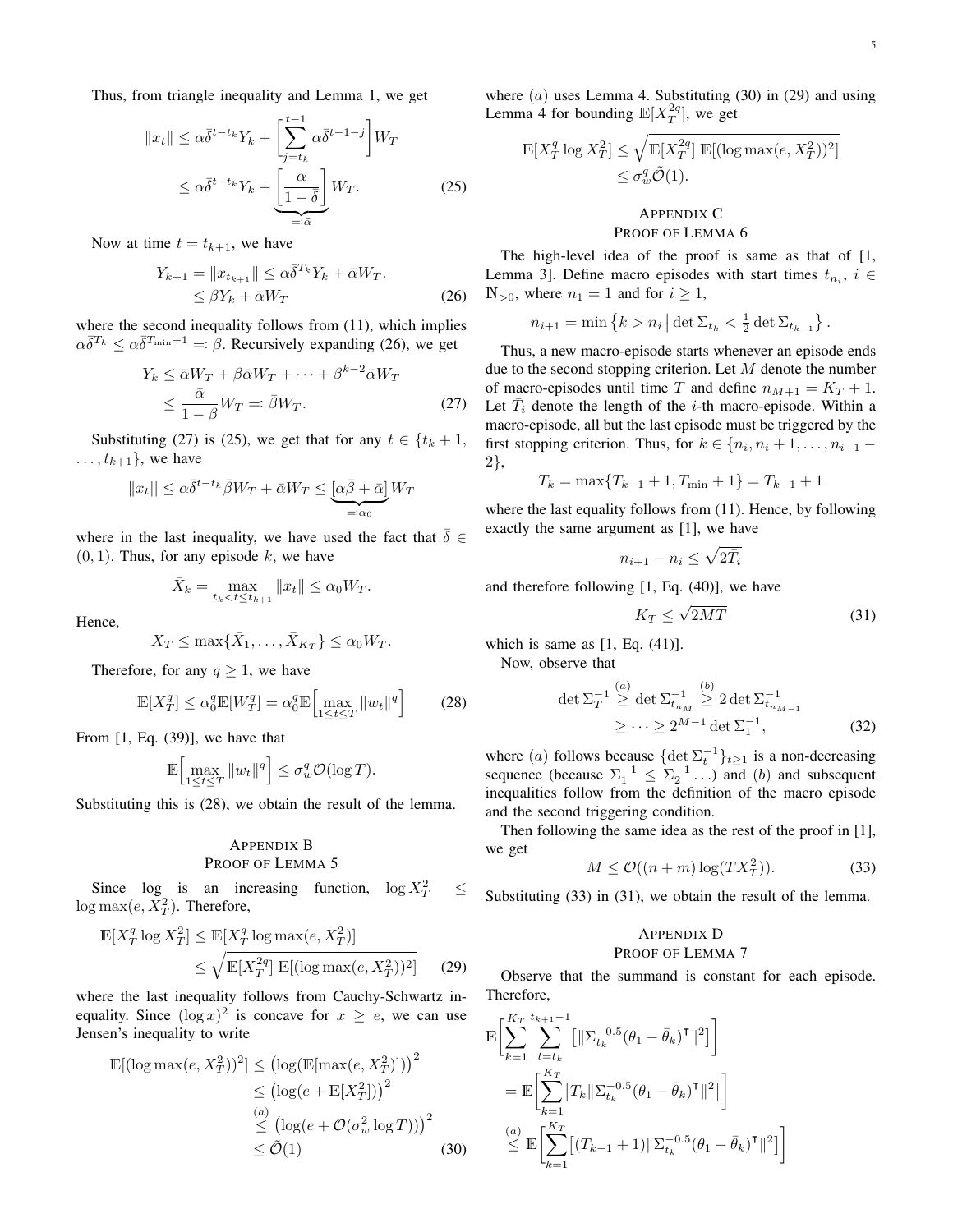Thus, from triangle inequality and Lemma 1, we get

$$\|x_t\| \le \alpha\bar{\delta}^{t-t_k} Y_k + \left[\sum_{j=t_k}^{t-1} \alpha\bar{\delta}^{t-1-j}\right] W_T$$
$$\le \alpha\bar{\delta}^{t-t_k} Y_k + \underbrace{\left[\frac{\alpha}{1-\bar{\delta}}\right]}_{=:\bar{\alpha}} W_T. \tag{25}$$

Now at time $t = t_{k+1}$, we have

$$Y_{k+1} = \|x_{t_{k+1}}\| \le \alpha\bar{\delta}^{T_k} Y_k + \bar{\alpha} W_T.$$
$$\le \beta Y_k + \bar{\alpha} W_T \tag{26}$$

where the second inequality follows from (11), which implies $\alpha\bar{\delta}^{T_k} \le \alpha\bar{\delta}^{T_{\min}+1} =: \beta$. Recursively expanding (26), we get

$$Y_k \le \bar{\alpha} W_T + \beta\bar{\alpha} W_T + \cdots + \beta^{k-2}\bar{\alpha} W_T$$
$$\le \frac{\bar{\alpha}}{1-\beta} W_T =: \bar{\beta} W_T. \tag{27}$$

Substituting (27) is (25), we get that for any $t \in \{t_k + 1, \ldots, t_{k+1}\}$, we have

$$\|x_t\| \le \alpha\bar{\delta}^{t-t_k}\bar{\beta} W_T + \bar{\alpha} W_T \le \underbrace{[\alpha\bar{\beta} + \bar{\alpha}]}_{=:\alpha_0} W_T$$

where in the last inequality, we have used the fact that $\bar{\delta} \in (0, 1)$. Thus, for any episode $k$, we have

$$\bar{X}_k = \max_{t_k < t \le t_{k+1}} \|x_t\| \le \alpha_0 W_T.$$

Hence,

$$X_T \le \max\{\bar{X}_1, \ldots, \bar{X}_{K_T}\} \le \alpha_0 W_T.$$

Therefore, for any $q \ge 1$, we have

$$\mathbb{E}[X_T^q] \le \alpha_0^q \mathbb{E}[W_T^q] = \alpha_0^q \mathbb{E}\Big[\max_{1\le t\le T} \|w_t\|^q\Big] \tag{28}$$

From [1, Eq. (39)], we have that

$$\mathbb{E}\Big[\max_{1\le t\le T} \|w_t\|^q\Big] \le \sigma_w^q \mathcal{O}(\log T).$$

Substituting this is (28), we obtain the result of the lemma.

## Appendix B
## Proof of Lemma 5

Since log is an increasing function, $\log X_T^2 \le \log\max(e, X_T^2)$. Therefore,

$$\mathbb{E}[X_T^q \log X_T^2] \le \mathbb{E}[X_T^q \log\max(e, X_T^2)]$$
$$\le \sqrt{\mathbb{E}[X_T^{2q}]\,\mathbb{E}[(\log\max(e, X_T^2))^2]} \tag{29}$$

where the last inequality follows from Cauchy-Schwartz inequality. Since $(\log x)^2$ is concave for $x \ge e$, we can use Jensen's inequality to write

$$\mathbb{E}[(\log\max(e, X_T^2))^2] \le \big(\log(\mathbb{E}[\max(e, X_T^2)])\big)^2$$
$$\le \big(\log(e + \mathbb{E}[X_T^2])\big)^2$$
$$\overset{(a)}{\le} \big(\log(e + \mathcal{O}(\sigma_w^2 \log T))\big)^2$$
$$\le \tilde{\mathcal{O}}(1) \tag{30}$$

where $(a)$ uses Lemma 4. Substituting (30) in (29) and using Lemma 4 for bounding $\mathbb{E}[X_T^{2q}]$, we get

$$\mathbb{E}[X_T^q \log X_T^2] \le \sqrt{\mathbb{E}[X_T^{2q}]\,\mathbb{E}[(\log\max(e, X_T^2))^2]}$$
$$\le \sigma_w^q \tilde{\mathcal{O}}(1).$$

## Appendix C
## Proof of Lemma 6

The high-level idea of the proof is same as that of [1, Lemma 3]. Define macro episodes with start times $t_{n_i}$, $i \in \mathbb{N}_{>0}$, where $n_1 = 1$ and for $i \ge 1$,

$$n_{i+1} = \min\left\{k > n_i \,\middle|\, \det\Sigma_{t_k} < \tfrac{1}{2}\det\Sigma_{t_{k-1}}\right\}.$$

Thus, a new macro-episode starts whenever an episode ends due to the second stopping criterion. Let $M$ denote the number of macro-episodes until time $T$ and define $n_{M+1} = K_T + 1$. Let $\bar{T}_i$ denote the length of the $i$-th macro-episode. Within a macro-episode, all but the last episode must be triggered by the first stopping criterion. Thus, for $k \in \{n_i, n_i + 1, \ldots, n_{i+1} - 2\}$,

$$T_k = \max\{T_{k-1} + 1, T_{\min} + 1\} = T_{k-1} + 1$$

where the last equality follows from (11). Hence, by following exactly the same argument as [1], we have

$$n_{i+1} - n_i \le \sqrt{2\bar{T}_i}$$

and therefore following [1, Eq. (40)], we have

$$K_T \le \sqrt{2MT} \tag{31}$$

which is same as [1, Eq. (41)].

Now, observe that

$$\det\Sigma_T^{-1} \overset{(a)}{\ge} \det\Sigma_{t_{n_M}}^{-1} \overset{(b)}{\ge} 2\det\Sigma_{t_{n_{M-1}}}^{-1}$$
$$\ge \cdots \ge 2^{M-1}\det\Sigma_1^{-1}, \tag{32}$$

where $(a)$ follows because $\{\det\Sigma_t^{-1}\}_{t\ge1}$ is a non-decreasing sequence (because $\Sigma_1^{-1} \le \Sigma_2^{-1} \ldots$) and $(b)$ and subsequent inequalities follow from the definition of the macro episode and the second triggering condition.

Then following the same idea as the rest of the proof in [1], we get

$$M \le \mathcal{O}((n+m)\log(TX_T^2)). \tag{33}$$

Substituting (33) in (31), we obtain the result of the lemma.

## Appendix D
## Proof of Lemma 7

Observe that the summand is constant for each episode. Therefore,

$$\mathbb{E}\Bigg[\sum_{k=1}^{K_T}\sum_{t=t_k}^{t_{k+1}-1}\big[\|\Sigma_{t_k}^{-0.5}(\theta_1 - \bar{\theta}_k)^\intercal\|^2\big]\Bigg]$$
$$= \mathbb{E}\Bigg[\sum_{k=1}^{K_T}\big[T_k\|\Sigma_{t_k}^{-0.5}(\theta_1 - \bar{\theta}_k)^\intercal\|^2\big]\Bigg]$$
$$\overset{(a)}{\le} \mathbb{E}\Bigg[\sum_{k=1}^{K_T}\big[(T_{k-1}+1)\|\Sigma_{t_k}^{-0.5}(\theta_1 - \bar{\theta}_k)^\intercal\|^2\big]\Bigg]$$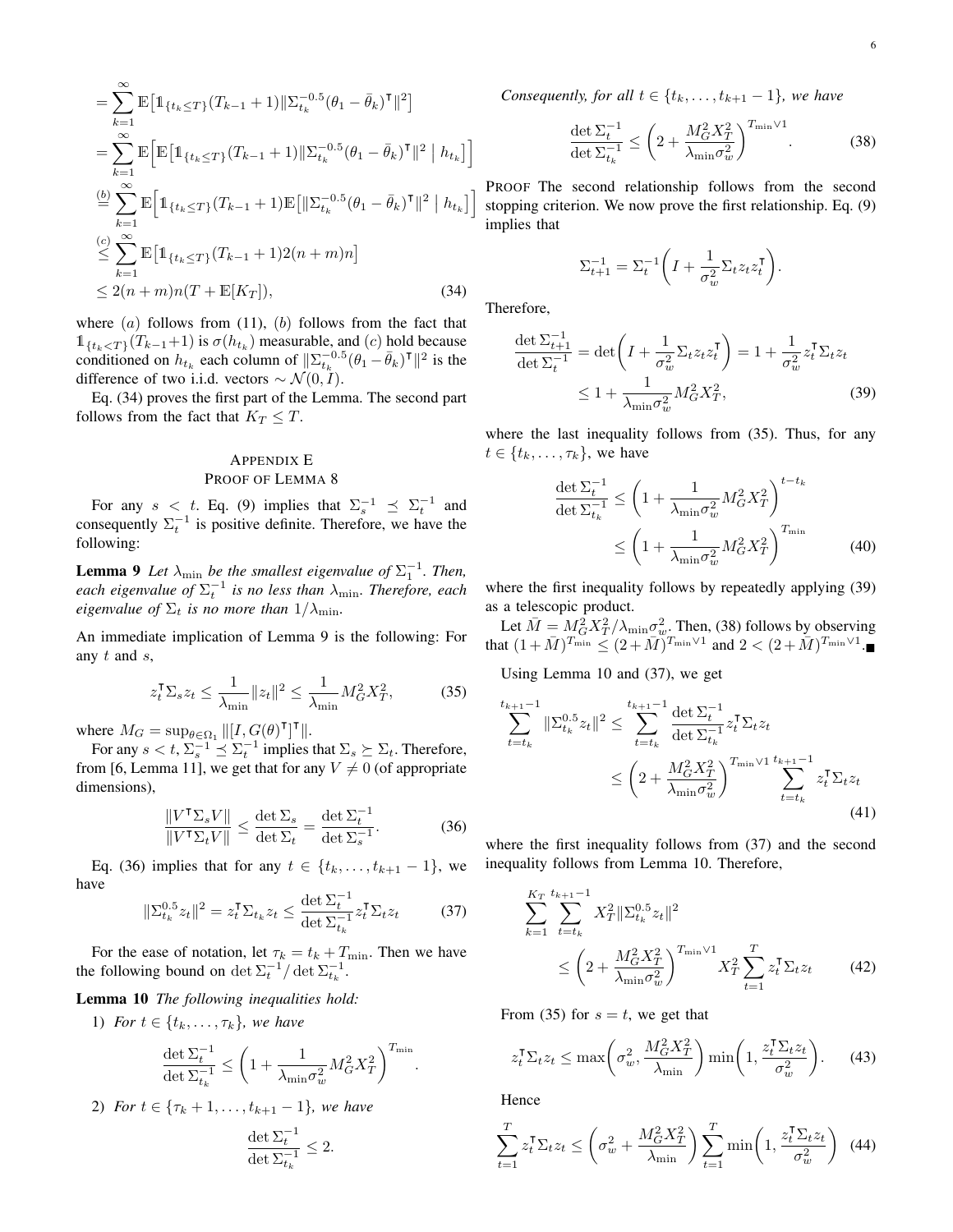$$
\begin{aligned}
&= \sum_{k=1}^{\infty} \mathbb{E}\big[\mathbb{1}_{\{t_k \le T\}}(T_{k-1}+1)\|\Sigma_{t_k}^{-0.5}(\theta_1 - \bar{\theta}_k)^\intercal\|^2\big] \\
&= \sum_{k=1}^{\infty} \mathbb{E}\Big[\mathbb{E}\big[\mathbb{1}_{\{t_k \le T\}}(T_{k-1}+1)\|\Sigma_{t_k}^{-0.5}(\theta_1 - \bar{\theta}_k)^\intercal\|^2 \mid h_{t_k}\big]\Big] \\
&\overset{(b)}{=} \sum_{k=1}^{\infty} \mathbb{E}\Big[\mathbb{1}_{\{t_k \le T\}}(T_{k-1}+1)\mathbb{E}\big[\|\Sigma_{t_k}^{-0.5}(\theta_1 - \bar{\theta}_k)^\intercal\|^2 \mid h_{t_k}\big]\Big] \\
&\overset{(c)}{\le} \sum_{k=1}^{\infty} \mathbb{E}\big[\mathbb{1}_{\{t_k \le T\}}(T_{k-1}+1)2(n+m)n\big] \\
&\le 2(n+m)n(T + \mathbb{E}[K_T]),
\end{aligned} \tag{34}
$$

where $(a)$ follows from (11), $(b)$ follows from the fact that $\mathbb{1}_{\{t_k < T\}}(T_{k-1}+1)$ is $\sigma(h_{t_k})$ measurable, and $(c)$ hold because conditioned on $h_{t_k}$ each column of $\|\Sigma_{t_k}^{-0.5}(\theta_1 - \bar{\theta}_k)^\intercal\|^2$ is the difference of two i.i.d. vectors $\sim \mathcal{N}(0, I)$.

Eq. (34) proves the first part of the Lemma. The second part follows from the fact that $K_T \le T$.

## Appendix E
## Proof of Lemma 8

For any $s < t$. Eq. (9) implies that $\Sigma_s^{-1} \preceq \Sigma_t^{-1}$ and consequently $\Sigma_t^{-1}$ is positive definite. Therefore, we have the following:

**Lemma 9** *Let $\lambda_{\min}$ be the smallest eigenvalue of $\Sigma_1^{-1}$. Then, each eigenvalue of $\Sigma_t^{-1}$ is no less than $\lambda_{\min}$. Therefore, each eigenvalue of $\Sigma_t$ is no more than $1/\lambda_{\min}$.*

An immediate implication of Lemma 9 is the following: For any $t$ and $s$,

$$
z_t^\intercal \Sigma_s z_t \le \frac{1}{\lambda_{\min}}\|z_t\|^2 \le \frac{1}{\lambda_{\min}} M_G^2 X_T^2, \tag{35}
$$

where $M_G = \sup_{\theta \in \Omega_1} \|[I, G(\theta)^\intercal]^\intercal\|$.

For any $s < t$, $\Sigma_s^{-1} \preceq \Sigma_t^{-1}$ implies that $\Sigma_s \succeq \Sigma_t$. Therefore, from [6, Lemma 11], we get that for any $V \neq 0$ (of appropriate dimensions),

$$
\frac{\|V^\intercal \Sigma_s V\|}{\|V^\intercal \Sigma_t V\|} \le \frac{\det \Sigma_s}{\det \Sigma_t} = \frac{\det \Sigma_t^{-1}}{\det \Sigma_s^{-1}}. \tag{36}
$$

Eq. (36) implies that for any $t \in \{t_k, \dots, t_{k+1}-1\}$, we have

$$
\|\Sigma_{t_k}^{0.5} z_t\|^2 = z_t^\intercal \Sigma_{t_k} z_t \le \frac{\det \Sigma_t^{-1}}{\det \Sigma_{t_k}^{-1}} z_t^\intercal \Sigma_t z_t \tag{37}
$$

For the ease of notation, let $\tau_k = t_k + T_{\min}$. Then we have the following bound on $\det \Sigma_t^{-1} / \det \Sigma_{t_k}^{-1}$.

**Lemma 10** *The following inequalities hold:*

1) *For $t \in \{t_k, \dots, \tau_k\}$, we have*

$$
\frac{\det \Sigma_t^{-1}}{\det \Sigma_{t_k}^{-1}} \le \left(1 + \frac{1}{\lambda_{\min}\sigma_w^2} M_G^2 X_T^2\right)^{T_{\min}}.
$$

2) *For $t \in \{\tau_k + 1, \dots, t_{k+1}-1\}$, we have*

$$
\frac{\det \Sigma_t^{-1}}{\det \Sigma_{t_k}^{-1}} \le 2.
$$

*Consequently, for all $t \in \{t_k, \dots, t_{k+1}-1\}$, we have*

$$
\frac{\det \Sigma_t^{-1}}{\det \Sigma_{t_k}^{-1}} \le \left(2 + \frac{M_G^2 X_T^2}{\lambda_{\min}\sigma_w^2}\right)^{T_{\min} \vee 1}. \tag{38}
$$

Proof The second relationship follows from the second stopping criterion. We now prove the first relationship. Eq. (9) implies that

$$
\Sigma_{t+1}^{-1} = \Sigma_t^{-1}\left(I + \frac{1}{\sigma_w^2}\Sigma_t z_t z_t^\intercal\right).
$$

Therefore,

$$
\begin{aligned}
\frac{\det \Sigma_{t+1}^{-1}}{\det \Sigma_t^{-1}} &= \det\left(I + \frac{1}{\sigma_w^2}\Sigma_t z_t z_t^\intercal\right) = 1 + \frac{1}{\sigma_w^2} z_t^\intercal \Sigma_t z_t \\
&\le 1 + \frac{1}{\lambda_{\min}\sigma_w^2} M_G^2 X_T^2,
\end{aligned} \tag{39}
$$

where the last inequality follows from (35). Thus, for any $t \in \{t_k, \dots, \tau_k\}$, we have

$$
\begin{aligned}
\frac{\det \Sigma_t^{-1}}{\det \Sigma_{t_k}^{-1}} &\le \left(1 + \frac{1}{\lambda_{\min}\sigma_w^2} M_G^2 X_T^2\right)^{t - t_k} \\
&\le \left(1 + \frac{1}{\lambda_{\min}\sigma_w^2} M_G^2 X_T^2\right)^{T_{\min}}
\end{aligned} \tag{40}
$$

where the first inequality follows by repeatedly applying (39) as a telescopic product.

Let $\bar{M} = M_G^2 X_T^2 / \lambda_{\min}\sigma_w^2$. Then, (38) follows by observing that $(1+\bar{M})^{T_{\min}} \le (2+\bar{M})^{T_{\min} \vee 1}$ and $2 < (2+\bar{M})^{T_{\min} \vee 1}$. ■

Using Lemma 10 and (37), we get

$$
\begin{aligned}
\sum_{t=t_k}^{t_{k+1}-1} \|\Sigma_{t_k}^{0.5} z_t\|^2 &\le \sum_{t=t_k}^{t_{k+1}-1} \frac{\det \Sigma_t^{-1}}{\det \Sigma_{t_k}^{-1}} z_t^\intercal \Sigma_t z_t \\
&\le \left(2 + \frac{M_G^2 X_T^2}{\lambda_{\min}\sigma_w^2}\right)^{T_{\min} \vee 1} \sum_{t=t_k}^{t_{k+1}-1} z_t^\intercal \Sigma_t z_t
\end{aligned} \tag{41}
$$

where the first inequality follows from (37) and the second inequality follows from Lemma 10. Therefore,

$$
\begin{aligned}
&\sum_{k=1}^{K_T} \sum_{t=t_k}^{t_{k+1}-1} X_T^2 \|\Sigma_{t_k}^{0.5} z_t\|^2 \\
&\le \left(2 + \frac{M_G^2 X_T^2}{\lambda_{\min}\sigma_w^2}\right)^{T_{\min} \vee 1} X_T^2 \sum_{t=1}^{T} z_t^\intercal \Sigma_t z_t
\end{aligned} \tag{42}
$$

From (35) for $s = t$, we get that

$$
z_t^\intercal \Sigma_t z_t \le \max\left(\sigma_w^2, \frac{M_G^2 X_T^2}{\lambda_{\min}}\right) \min\left(1, \frac{z_t^\intercal \Sigma_t z_t}{\sigma_w^2}\right). \tag{43}
$$

Hence

$$
\sum_{t=1}^{T} z_t^\intercal \Sigma_t z_t \le \left(\sigma_w^2 + \frac{M_G^2 X_T^2}{\lambda_{\min}}\right) \sum_{t=1}^{T} \min\left(1, \frac{z_t^\intercal \Sigma_t z_t}{\sigma_w^2}\right) \tag{44}
$$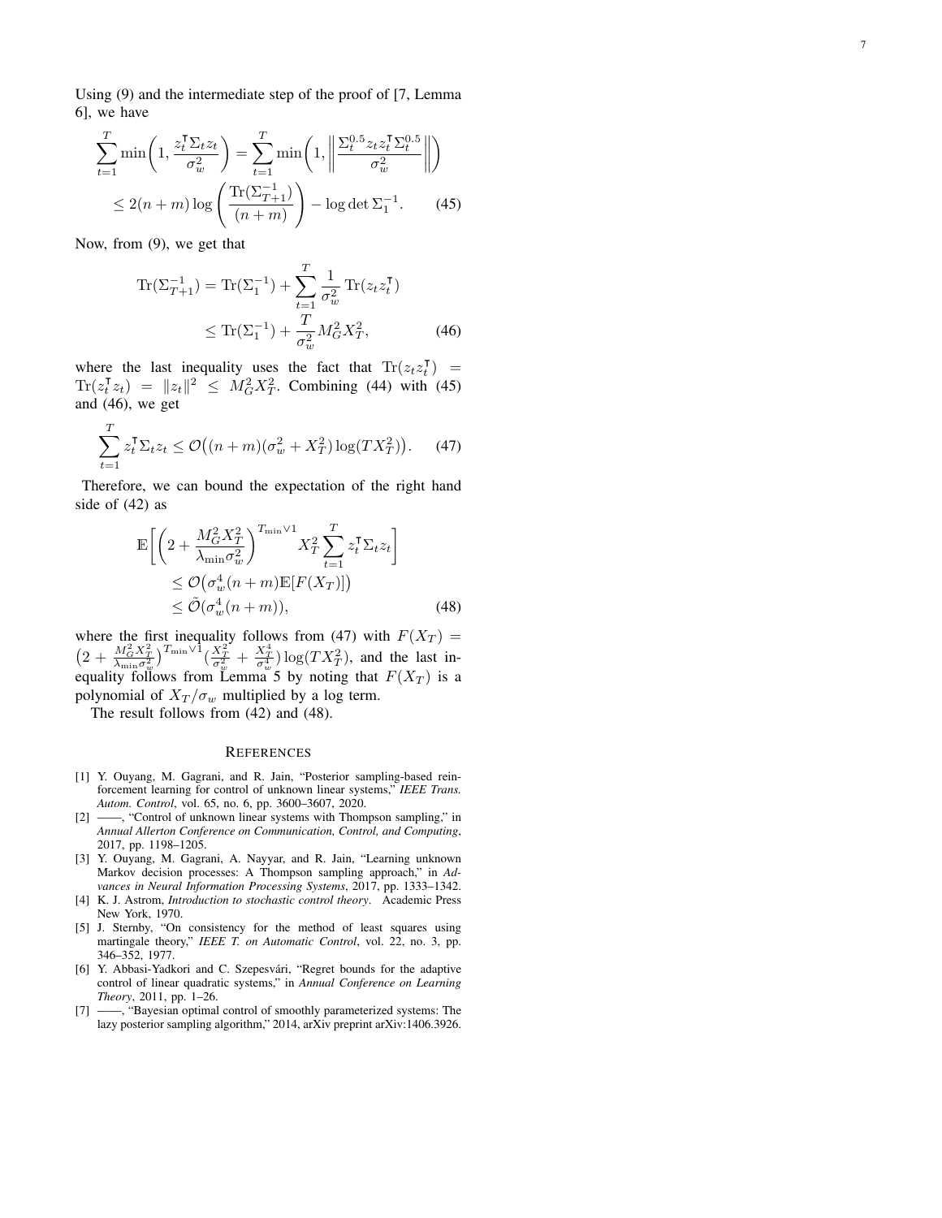Using (9) and the intermediate step of the proof of [7, Lemma 6], we have

$$\sum_{t=1}^{T} \min\bigg(1, \frac{z_t^\intercal \Sigma_t z_t}{\sigma_w^2}\bigg) = \sum_{t=1}^{T} \min\bigg(1, \bigg\| \frac{\Sigma_t^{0.5} z_t z_t^\intercal \Sigma_t^{0.5}}{\sigma_w^2} \bigg\|\bigg)$$
$$\leq 2(n+m) \log\left(\frac{\operatorname{Tr}(\Sigma_{T+1}^{-1})}{(n+m)}\right) - \log\det \Sigma_1^{-1}. \tag{45}$$

Now, from (9), we get that

$$\operatorname{Tr}(\Sigma_{T+1}^{-1}) = \operatorname{Tr}(\Sigma_1^{-1}) + \sum_{t=1}^{T} \frac{1}{\sigma_w^2} \operatorname{Tr}(z_t z_t^\intercal)$$
$$\leq \operatorname{Tr}(\Sigma_1^{-1}) + \frac{T}{\sigma_w^2} M_G^2 X_T^2, \tag{46}$$

where the last inequality uses the fact that $\operatorname{Tr}(z_t z_t^\intercal) = \operatorname{Tr}(z_t^\intercal z_t) = \|z_t\|^2 \leq M_G^2 X_T^2$. Combining (44) with (45) and (46), we get

$$\sum_{t=1}^{T} z_t^\intercal \Sigma_t z_t \leq \mathcal{O}\big((n+m)(\sigma_w^2 + X_T^2)\log(T X_T^2)\big). \tag{47}$$

Therefore, we can bound the expectation of the right hand side of (42) as

$$\mathbb{E}\bigg[\bigg(2 + \frac{M_G^2 X_T^2}{\lambda_{\min}\sigma_w^2}\bigg)^{T_{\min}\vee 1} X_T^2 \sum_{t=1}^{T} z_t^\intercal \Sigma_t z_t\bigg]$$
$$\leq \mathcal{O}\big(\sigma_w^4 (n+m) \mathbb{E}[F(X_T)]\big)$$
$$\leq \tilde{\mathcal{O}}(\sigma_w^4 (n+m)), \tag{48}$$

where the first inequality follows from (47) with $F(X_T) = \big(2 + \frac{M_G^2 X_T^2}{\lambda_{\min}\sigma_w^2}\big)^{T_{\min}\vee 1}\big(\frac{X_T^2}{\sigma_w^2} + \frac{X_T^4}{\sigma_w^4}\big)\log(T X_T^2)$, and the last inequality follows from Lemma 5 by noting that $F(X_T)$ is a polynomial of $X_T/\sigma_w$ multiplied by a log term.

The result follows from (42) and (48).

## References

[1] Y. Ouyang, M. Gagrani, and R. Jain, "Posterior sampling-based reinforcement learning for control of unknown linear systems," *IEEE Trans. Autom. Control*, vol. 65, no. 6, pp. 3600–3607, 2020.

[2] ——, "Control of unknown linear systems with Thompson sampling," in *Annual Allerton Conference on Communication, Control, and Computing*, 2017, pp. 1198–1205.

[3] Y. Ouyang, M. Gagrani, A. Nayyar, and R. Jain, "Learning unknown Markov decision processes: A Thompson sampling approach," in *Advances in Neural Information Processing Systems*, 2017, pp. 1333–1342.

[4] K. J. Astrom, *Introduction to stochastic control theory*. Academic Press New York, 1970.

[5] J. Sternby, "On consistency for the method of least squares using martingale theory," *IEEE T. on Automatic Control*, vol. 22, no. 3, pp. 346–352, 1977.

[6] Y. Abbasi-Yadkori and C. Szepesvári, "Regret bounds for the adaptive control of linear quadratic systems," in *Annual Conference on Learning Theory*, 2011, pp. 1–26.

[7] ——, "Bayesian optimal control of smoothly parameterized systems: The lazy posterior sampling algorithm," 2014, arXiv preprint arXiv:1406.3926.